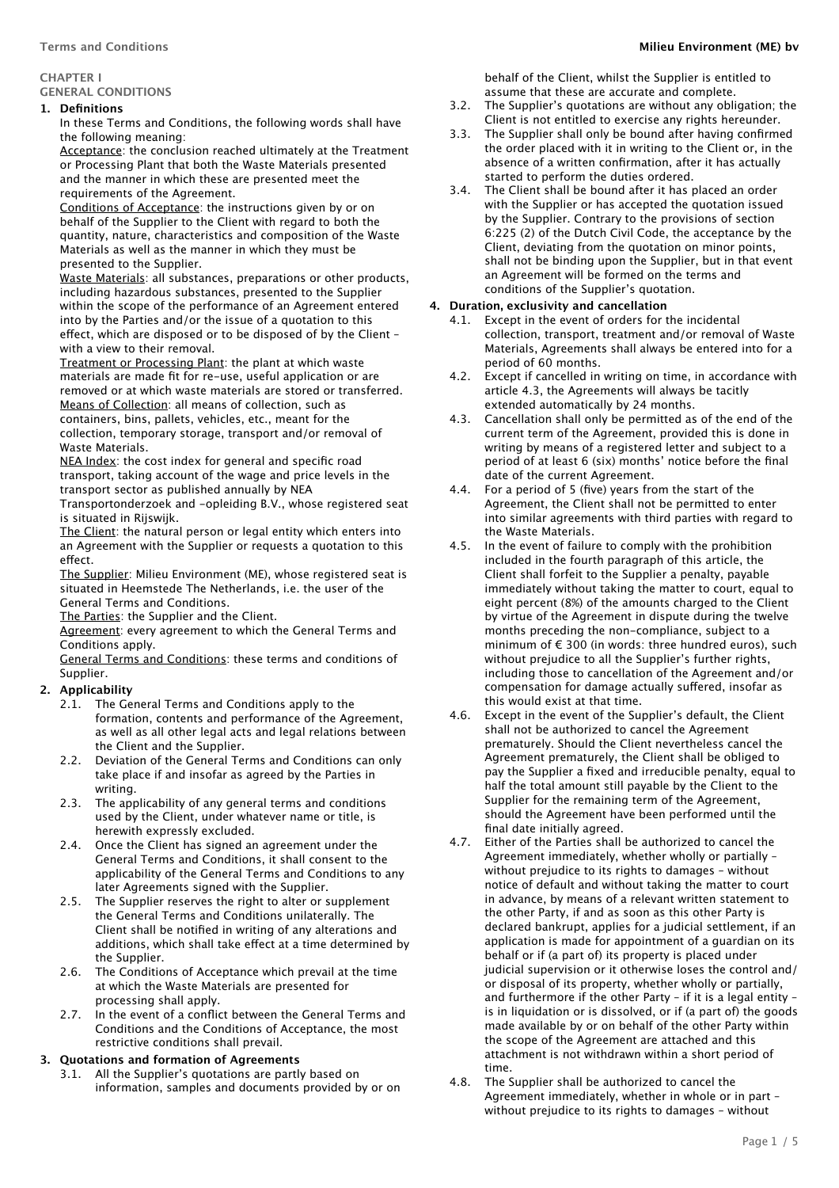## CHAPTER I
## GENERAL CONDITIONS

### 1. Definitions

In these Terms and Conditions, the following words shall have the following meaning:

Acceptance: the conclusion reached ultimately at the Treatment or Processing Plant that both the Waste Materials presented and the manner in which these are presented meet the requirements of the Agreement.

Conditions of Acceptance: the instructions given by or on behalf of the Supplier to the Client with regard to both the quantity, nature, characteristics and composition of the Waste Materials as well as the manner in which they must be presented to the Supplier.

Waste Materials: all substances, preparations or other products, including hazardous substances, presented to the Supplier within the scope of the performance of an Agreement entered into by the Parties and/or the issue of a quotation to this effect, which are disposed or to be disposed of by the Client – with a view to their removal.

Treatment or Processing Plant: the plant at which waste materials are made fit for re-use, useful application or are removed or at which waste materials are stored or transferred.

Means of Collection: all means of collection, such as containers, bins, pallets, vehicles, etc., meant for the collection, temporary storage, transport and/or removal of Waste Materials.

NEA Index: the cost index for general and specific road transport, taking account of the wage and price levels in the transport sector as published annually by NEA Transportonderzoek and -opleiding B.V., whose registered seat is situated in Rijswijk.

The Client: the natural person or legal entity which enters into an Agreement with the Supplier or requests a quotation to this effect.

The Supplier: Milieu Environment (ME), whose registered seat is situated in Heemstede The Netherlands, i.e. the user of the General Terms and Conditions.

The Parties: the Supplier and the Client.

Agreement: every agreement to which the General Terms and Conditions apply.

General Terms and Conditions: these terms and conditions of Supplier.

### 2. Applicability

2.1. The General Terms and Conditions apply to the formation, contents and performance of the Agreement, as well as all other legal acts and legal relations between the Client and the Supplier.

2.2. Deviation of the General Terms and Conditions can only take place if and insofar as agreed by the Parties in writing.

2.3. The applicability of any general terms and conditions used by the Client, under whatever name or title, is herewith expressly excluded.

2.4. Once the Client has signed an agreement under the General Terms and Conditions, it shall consent to the applicability of the General Terms and Conditions to any later Agreements signed with the Supplier.

2.5. The Supplier reserves the right to alter or supplement the General Terms and Conditions unilaterally. The Client shall be notified in writing of any alterations and additions, which shall take effect at a time determined by the Supplier.

2.6. The Conditions of Acceptance which prevail at the time at which the Waste Materials are presented for processing shall apply.

2.7. In the event of a conflict between the General Terms and Conditions and the Conditions of Acceptance, the most restrictive conditions shall prevail.

### 3. Quotations and formation of Agreements

3.1. All the Supplier's quotations are partly based on information, samples and documents provided by or on behalf of the Client, whilst the Supplier is entitled to assume that these are accurate and complete.

3.2. The Supplier's quotations are without any obligation; the Client is not entitled to exercise any rights hereunder.

3.3. The Supplier shall only be bound after having confirmed the order placed with it in writing to the Client or, in the absence of a written confirmation, after it has actually started to perform the duties ordered.

3.4. The Client shall be bound after it has placed an order with the Supplier or has accepted the quotation issued by the Supplier. Contrary to the provisions of section 6:225 (2) of the Dutch Civil Code, the acceptance by the Client, deviating from the quotation on minor points, shall not be binding upon the Supplier, but in that event an Agreement will be formed on the terms and conditions of the Supplier's quotation.

### 4. Duration, exclusivity and cancellation

4.1. Except in the event of orders for the incidental collection, transport, treatment and/or removal of Waste Materials, Agreements shall always be entered into for a period of 60 months.

4.2. Except if cancelled in writing on time, in accordance with article 4.3, the Agreements will always be tacitly extended automatically by 24 months.

4.3. Cancellation shall only be permitted as of the end of the current term of the Agreement, provided this is done in writing by means of a registered letter and subject to a period of at least 6 (six) months' notice before the final date of the current Agreement.

4.4. For a period of 5 (five) years from the start of the Agreement, the Client shall not be permitted to enter into similar agreements with third parties with regard to the Waste Materials.

4.5. In the event of failure to comply with the prohibition included in the fourth paragraph of this article, the Client shall forfeit to the Supplier a penalty, payable immediately without taking the matter to court, equal to eight percent (8%) of the amounts charged to the Client by virtue of the Agreement in dispute during the twelve months preceding the non-compliance, subject to a minimum of € 300 (in words: three hundred euros), such without prejudice to all the Supplier's further rights, including those to cancellation of the Agreement and/or compensation for damage actually suffered, insofar as this would exist at that time.

4.6. Except in the event of the Supplier's default, the Client shall not be authorized to cancel the Agreement prematurely. Should the Client nevertheless cancel the Agreement prematurely, the Client shall be obliged to pay the Supplier a fixed and irreducible penalty, equal to half the total amount still payable by the Client to the Supplier for the remaining term of the Agreement, should the Agreement have been performed until the final date initially agreed.

4.7. Either of the Parties shall be authorized to cancel the Agreement immediately, whether wholly or partially – without prejudice to its rights to damages – without notice of default and without taking the matter to court in advance, by means of a relevant written statement to the other Party, if and as soon as this other Party is declared bankrupt, applies for a judicial settlement, if an application is made for appointment of a guardian on its behalf or if (a part of) its property is placed under judicial supervision or it otherwise loses the control and/ or disposal of its property, whether wholly or partially, and furthermore if the other Party – if it is a legal entity – is in liquidation or is dissolved, or if (a part of) the goods made available by or on behalf of the other Party within the scope of the Agreement are attached and this attachment is not withdrawn within a short period of time.

4.8. The Supplier shall be authorized to cancel the Agreement immediately, whether in whole or in part – without prejudice to its rights to damages – without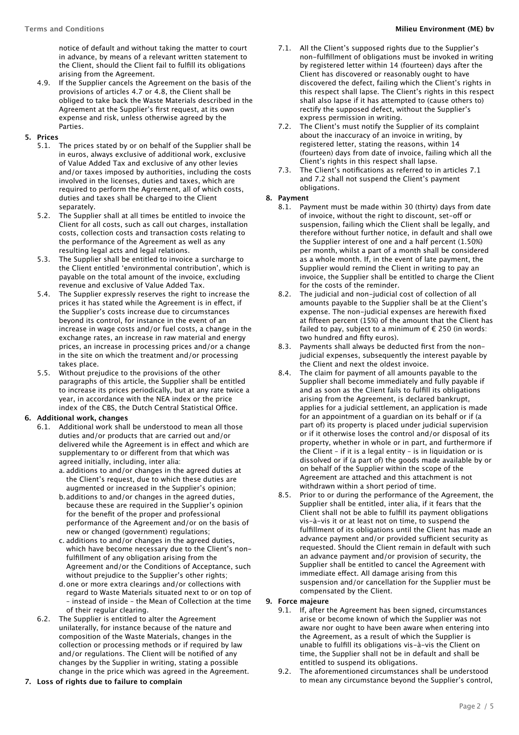notice of default and without taking the matter to court in advance, by means of a relevant written statement to the Client, should the Client fail to fulfill its obligations arising from the Agreement.

4.9. If the Supplier cancels the Agreement on the basis of the provisions of articles 4.7 or 4.8, the Client shall be obliged to take back the Waste Materials described in the Agreement at the Supplier's first request, at its own expense and risk, unless otherwise agreed by the Parties.

**5. Prices**

5.1. The prices stated by or on behalf of the Supplier shall be in euros, always exclusive of additional work, exclusive of Value Added Tax and exclusive of any other levies and/or taxes imposed by authorities, including the costs involved in the licenses, duties and taxes, which are required to perform the Agreement, all of which costs, duties and taxes shall be charged to the Client separately.

5.2. The Supplier shall at all times be entitled to invoice the Client for all costs, such as call out charges, installation costs, collection costs and transaction costs relating to the performance of the Agreement as well as any resulting legal acts and legal relations.

5.3. The Supplier shall be entitled to invoice a surcharge to the Client entitled 'environmental contribution', which is payable on the total amount of the invoice, excluding revenue and exclusive of Value Added Tax.

5.4. The Supplier expressly reserves the right to increase the prices it has stated while the Agreement is in effect, if the Supplier's costs increase due to circumstances beyond its control, for instance in the event of an increase in wage costs and/or fuel costs, a change in the exchange rates, an increase in raw material and energy prices, an increase in processing prices and/or a change in the site on which the treatment and/or processing takes place.

5.5. Without prejudice to the provisions of the other paragraphs of this article, the Supplier shall be entitled to increase its prices periodically, but at any rate twice a year, in accordance with the NEA index or the price index of the CBS, the Dutch Central Statistical Office.

**6. Additional work, changes**

6.1. Additional work shall be understood to mean all those duties and/or products that are carried out and/or delivered while the Agreement is in effect and which are supplementary to or different from that which was agreed initially, including, inter alia:

a. additions to and/or changes in the agreed duties at the Client's request, due to which these duties are augmented or increased in the Supplier's opinion;

b. additions to and/or changes in the agreed duties, because these are required in the Supplier's opinion for the benefit of the proper and professional performance of the Agreement and/or on the basis of new or changed (government) regulations;

c. additions to and/or changes in the agreed duties, which have become necessary due to the Client's non-fulfillment of any obligation arising from the Agreement and/or the Conditions of Acceptance, such without prejudice to the Supplier's other rights;

d. one or more extra clearings and/or collections with regard to Waste Materials situated next to or on top of – instead of inside – the Mean of Collection at the time of their regular clearing.

6.2. The Supplier is entitled to alter the Agreement unilaterally, for instance because of the nature and composition of the Waste Materials, changes in the collection or processing methods or if required by law and/or regulations. The Client will be notified of any changes by the Supplier in writing, stating a possible change in the price which was agreed in the Agreement.

**7. Loss of rights due to failure to complain**

7.1. All the Client's supposed rights due to the Supplier's non-fulfillment of obligations must be invoked in writing by registered letter within 14 (fourteen) days after the Client has discovered or reasonably ought to have discovered the defect, failing which the Client's rights in this respect shall lapse. The Client's rights in this respect shall also lapse if it has attempted to (cause others to) rectify the supposed defect, without the Supplier's express permission in writing.

7.2. The Client's must notify the Supplier of its complaint about the inaccuracy of an invoice in writing, by registered letter, stating the reasons, within 14 (fourteen) days from date of invoice, failing which all the Client's rights in this respect shall lapse.

7.3. The Client's notifications as referred to in articles 7.1 and 7.2 shall not suspend the Client's payment obligations.

**8. Payment**

8.1. Payment must be made within 30 (thirty) days from date of invoice, without the right to discount, set-off or suspension, failing which the Client shall be legally, and therefore without further notice, in default and shall owe the Supplier interest of one and a half percent (1.50%) per month, whilst a part of a month shall be considered as a whole month. If, in the event of late payment, the Supplier would remind the Client in writing to pay an invoice, the Supplier shall be entitled to charge the Client for the costs of the reminder.

8.2. The judicial and non-judicial cost of collection of all amounts payable to the Supplier shall be at the Client's expense. The non-judicial expenses are herewith fixed at fifteen percent (15%) of the amount that the Client has failed to pay, subject to a minimum of € 250 (in words: two hundred and fifty euros).

8.3. Payments shall always be deducted first from the non-judicial expenses, subsequently the interest payable by the Client and next the oldest invoice.

8.4. The claim for payment of all amounts payable to the Supplier shall become immediately and fully payable if and as soon as the Client fails to fulfill its obligations arising from the Agreement, is declared bankrupt, applies for a judicial settlement, an application is made for an appointment of a guardian on its behalf or if (a part of) its property is placed under judicial supervision or if it otherwise loses the control and/or disposal of its property, whether in whole or in part, and furthermore if the Client – if it is a legal entity – is in liquidation or is dissolved or if (a part of) the goods made available by or on behalf of the Supplier within the scope of the Agreement are attached and this attachment is not withdrawn within a short period of time.

8.5. Prior to or during the performance of the Agreement, the Supplier shall be entitled, inter alia, if it fears that the Client shall not be able to fulfill its payment obligations vis-à-vis it or at least not on time, to suspend the fulfillment of its obligations until the Client has made an advance payment and/or provided sufficient security as requested. Should the Client remain in default with such an advance payment and/or provision of security, the Supplier shall be entitled to cancel the Agreement with immediate effect. All damage arising from this suspension and/or cancellation for the Supplier must be compensated by the Client.

**9. Force majeure**

9.1. If, after the Agreement has been signed, circumstances arise or become known of which the Supplier was not aware nor ought to have been aware when entering into the Agreement, as a result of which the Supplier is unable to fulfill its obligations vis-à-vis the Client on time, the Supplier shall not be in default and shall be entitled to suspend its obligations.

9.2. The aforementioned circumstances shall be understood to mean any circumstance beyond the Supplier's control,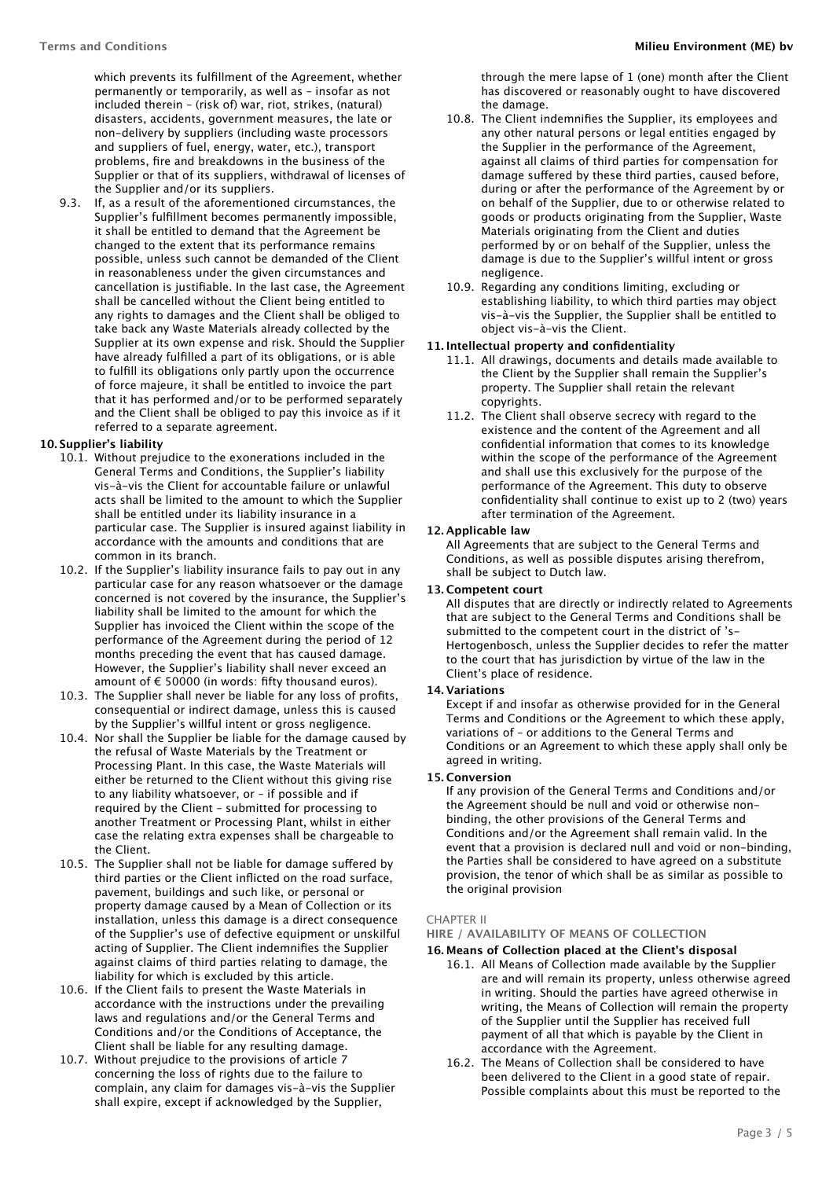which prevents its fulfillment of the Agreement, whether permanently or temporarily, as well as – insofar as not included therein – (risk of) war, riot, strikes, (natural) disasters, accidents, government measures, the late or non-delivery by suppliers (including waste processors and suppliers of fuel, energy, water, etc.), transport problems, fire and breakdowns in the business of the Supplier or that of its suppliers, withdrawal of licenses of the Supplier and/or its suppliers.

9.3. If, as a result of the aforementioned circumstances, the Supplier's fulfillment becomes permanently impossible, it shall be entitled to demand that the Agreement be changed to the extent that its performance remains possible, unless such cannot be demanded of the Client in reasonableness under the given circumstances and cancellation is justifiable. In the last case, the Agreement shall be cancelled without the Client being entitled to any rights to damages and the Client shall be obliged to take back any Waste Materials already collected by the Supplier at its own expense and risk. Should the Supplier have already fulfilled a part of its obligations, or is able to fulfill its obligations only partly upon the occurrence of force majeure, it shall be entitled to invoice the part that it has performed and/or to be performed separately and the Client shall be obliged to pay this invoice as if it referred to a separate agreement.

**10. Supplier's liability**

10.1. Without prejudice to the exonerations included in the General Terms and Conditions, the Supplier's liability vis-à-vis the Client for accountable failure or unlawful acts shall be limited to the amount to which the Supplier shall be entitled under its liability insurance in a particular case. The Supplier is insured against liability in accordance with the amounts and conditions that are common in its branch.

10.2. If the Supplier's liability insurance fails to pay out in any particular case for any reason whatsoever or the damage concerned is not covered by the insurance, the Supplier's liability shall be limited to the amount for which the Supplier has invoiced the Client within the scope of the performance of the Agreement during the period of 12 months preceding the event that has caused damage. However, the Supplier's liability shall never exceed an amount of € 50000 (in words: fifty thousand euros).

10.3. The Supplier shall never be liable for any loss of profits, consequential or indirect damage, unless this is caused by the Supplier's willful intent or gross negligence.

10.4. Nor shall the Supplier be liable for the damage caused by the refusal of Waste Materials by the Treatment or Processing Plant. In this case, the Waste Materials will either be returned to the Client without this giving rise to any liability whatsoever, or – if possible and if required by the Client – submitted for processing to another Treatment or Processing Plant, whilst in either case the relating extra expenses shall be chargeable to the Client.

10.5. The Supplier shall not be liable for damage suffered by third parties or the Client inflicted on the road surface, pavement, buildings and such like, or personal or property damage caused by a Mean of Collection or its installation, unless this damage is a direct consequence of the Supplier's use of defective equipment or unskilful acting of Supplier. The Client indemnifies the Supplier against claims of third parties relating to damage, the liability for which is excluded by this article.

10.6. If the Client fails to present the Waste Materials in accordance with the instructions under the prevailing laws and regulations and/or the General Terms and Conditions and/or the Conditions of Acceptance, the Client shall be liable for any resulting damage.

10.7. Without prejudice to the provisions of article 7 concerning the loss of rights due to the failure to complain, any claim for damages vis-à-vis the Supplier shall expire, except if acknowledged by the Supplier, through the mere lapse of 1 (one) month after the Client has discovered or reasonably ought to have discovered the damage.

10.8. The Client indemnifies the Supplier, its employees and any other natural persons or legal entities engaged by the Supplier in the performance of the Agreement, against all claims of third parties for compensation for damage suffered by these third parties, caused before, during or after the performance of the Agreement by or on behalf of the Supplier, due to or otherwise related to goods or products originating from the Supplier, Waste Materials originating from the Client and duties performed by or on behalf of the Supplier, unless the damage is due to the Supplier's willful intent or gross negligence.

10.9. Regarding any conditions limiting, excluding or establishing liability, to which third parties may object vis-à-vis the Supplier, the Supplier shall be entitled to object vis-à-vis the Client.

**11. Intellectual property and confidentiality**

11.1. All drawings, documents and details made available to the Client by the Supplier shall remain the Supplier's property. The Supplier shall retain the relevant copyrights.

11.2. The Client shall observe secrecy with regard to the existence and the content of the Agreement and all confidential information that comes to its knowledge within the scope of the performance of the Agreement and shall use this exclusively for the purpose of the performance of the Agreement. This duty to observe confidentiality shall continue to exist up to 2 (two) years after termination of the Agreement.

**12. Applicable law**

All Agreements that are subject to the General Terms and Conditions, as well as possible disputes arising therefrom, shall be subject to Dutch law.

**13. Competent court**

All disputes that are directly or indirectly related to Agreements that are subject to the General Terms and Conditions shall be submitted to the competent court in the district of 's-Hertogenbosch, unless the Supplier decides to refer the matter to the court that has jurisdiction by virtue of the law in the Client's place of residence.

**14. Variations**

Except if and insofar as otherwise provided for in the General Terms and Conditions or the Agreement to which these apply, variations of – or additions to the General Terms and Conditions or an Agreement to which these apply shall only be agreed in writing.

**15. Conversion**

If any provision of the General Terms and Conditions and/or the Agreement should be null and void or otherwise non-binding, the other provisions of the General Terms and Conditions and/or the Agreement shall remain valid. In the event that a provision is declared null and void or non-binding, the Parties shall be considered to have agreed on a substitute provision, the tenor of which shall be as similar as possible to the original provision

CHAPTER II

**HIRE / AVAILABILITY OF MEANS OF COLLECTION**

**16. Means of Collection placed at the Client's disposal**

16.1. All Means of Collection made available by the Supplier are and will remain its property, unless otherwise agreed in writing. Should the parties have agreed otherwise in writing, the Means of Collection will remain the property of the Supplier until the Supplier has received full payment of all that which is payable by the Client in accordance with the Agreement.

16.2. The Means of Collection shall be considered to have been delivered to the Client in a good state of repair. Possible complaints about this must be reported to the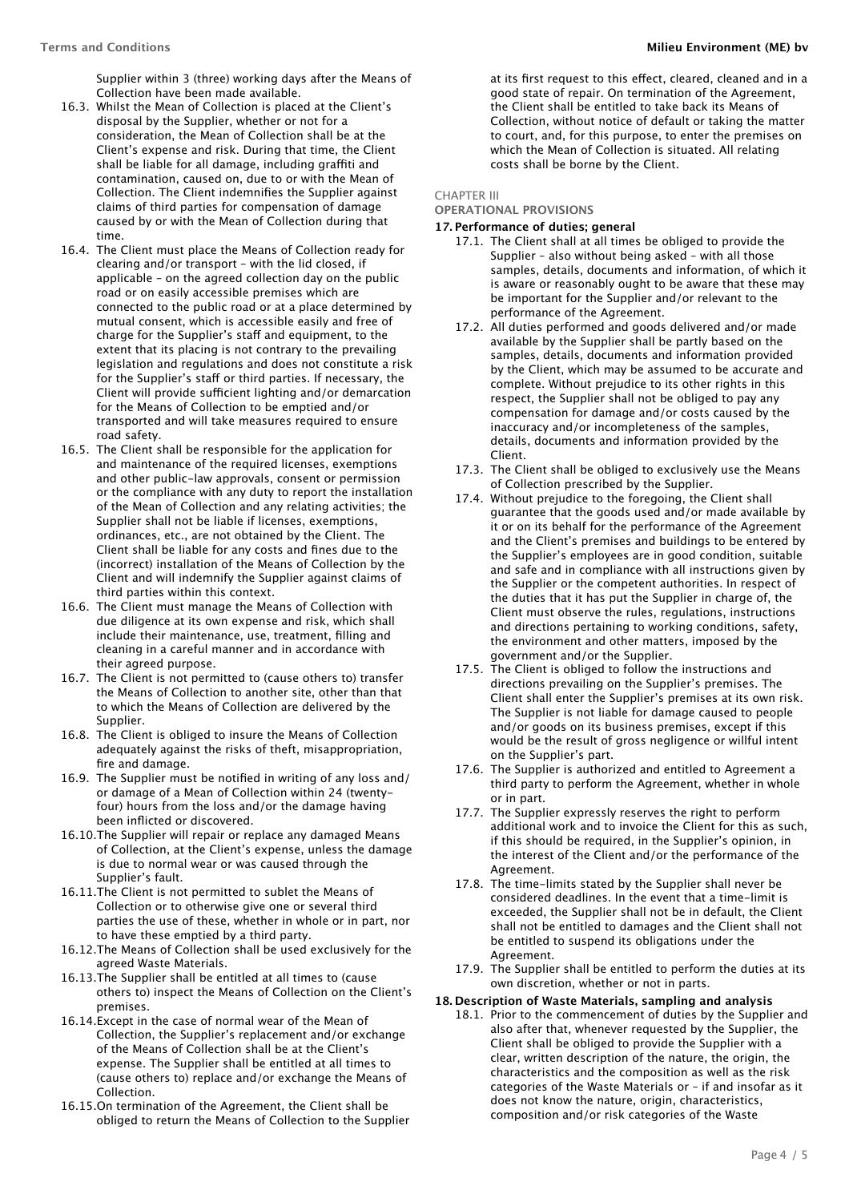Supplier within 3 (three) working days after the Means of Collection have been made available.

16.3. Whilst the Mean of Collection is placed at the Client's disposal by the Supplier, whether or not for a consideration, the Mean of Collection shall be at the Client's expense and risk. During that time, the Client shall be liable for all damage, including graffiti and contamination, caused on, due to or with the Mean of Collection. The Client indemnifies the Supplier against claims of third parties for compensation of damage caused by or with the Mean of Collection during that time.

16.4. The Client must place the Means of Collection ready for clearing and/or transport – with the lid closed, if applicable – on the agreed collection day on the public road or on easily accessible premises which are connected to the public road or at a place determined by mutual consent, which is accessible easily and free of charge for the Supplier's staff and equipment, to the extent that its placing is not contrary to the prevailing legislation and regulations and does not constitute a risk for the Supplier's staff or third parties. If necessary, the Client will provide sufficient lighting and/or demarcation for the Means of Collection to be emptied and/or transported and will take measures required to ensure road safety.

16.5. The Client shall be responsible for the application for and maintenance of the required licenses, exemptions and other public-law approvals, consent or permission or the compliance with any duty to report the installation of the Mean of Collection and any relating activities; the Supplier shall not be liable if licenses, exemptions, ordinances, etc., are not obtained by the Client. The Client shall be liable for any costs and fines due to the (incorrect) installation of the Means of Collection by the Client and will indemnify the Supplier against claims of third parties within this context.

16.6. The Client must manage the Means of Collection with due diligence at its own expense and risk, which shall include their maintenance, use, treatment, filling and cleaning in a careful manner and in accordance with their agreed purpose.

16.7. The Client is not permitted to (cause others to) transfer the Means of Collection to another site, other than that to which the Means of Collection are delivered by the Supplier.

16.8. The Client is obliged to insure the Means of Collection adequately against the risks of theft, misappropriation, fire and damage.

16.9. The Supplier must be notified in writing of any loss and/or damage of a Mean of Collection within 24 (twenty-four) hours from the loss and/or the damage having been inflicted or discovered.

16.10. The Supplier will repair or replace any damaged Means of Collection, at the Client's expense, unless the damage is due to normal wear or was caused through the Supplier's fault.

16.11. The Client is not permitted to sublet the Means of Collection or to otherwise give one or several third parties the use of these, whether in whole or in part, nor to have these emptied by a third party.

16.12. The Means of Collection shall be used exclusively for the agreed Waste Materials.

16.13. The Supplier shall be entitled at all times to (cause others to) inspect the Means of Collection on the Client's premises.

16.14. Except in the case of normal wear of the Mean of Collection, the Supplier's replacement and/or exchange of the Means of Collection shall be at the Client's expense. The Supplier shall be entitled at all times to (cause others to) replace and/or exchange the Means of Collection.

16.15. On termination of the Agreement, the Client shall be obliged to return the Means of Collection to the Supplier at its first request to this effect, cleared, cleaned and in a good state of repair. On termination of the Agreement, the Client shall be entitled to take back its Means of Collection, without notice of default or taking the matter to court, and, for this purpose, to enter the premises on which the Mean of Collection is situated. All relating costs shall be borne by the Client.

CHAPTER III

## OPERATIONAL PROVISIONS

### 17. Performance of duties; general

17.1. The Client shall at all times be obliged to provide the Supplier – also without being asked – with all those samples, details, documents and information, of which it is aware or reasonably ought to be aware that these may be important for the Supplier and/or relevant to the performance of the Agreement.

17.2. All duties performed and goods delivered and/or made available by the Supplier shall be partly based on the samples, details, documents and information provided by the Client, which may be assumed to be accurate and complete. Without prejudice to its other rights in this respect, the Supplier shall not be obliged to pay any compensation for damage and/or costs caused by the inaccuracy and/or incompleteness of the samples, details, documents and information provided by the Client.

17.3. The Client shall be obliged to exclusively use the Means of Collection prescribed by the Supplier.

17.4. Without prejudice to the foregoing, the Client shall guarantee that the goods used and/or made available by it or on its behalf for the performance of the Agreement and the Client's premises and buildings to be entered by the Supplier's employees are in good condition, suitable and safe and in compliance with all instructions given by the Supplier or the competent authorities. In respect of the duties that it has put the Supplier in charge of, the Client must observe the rules, regulations, instructions and directions pertaining to working conditions, safety, the environment and other matters, imposed by the government and/or the Supplier.

17.5. The Client is obliged to follow the instructions and directions prevailing on the Supplier's premises. The Client shall enter the Supplier's premises at its own risk. The Supplier is not liable for damage caused to people and/or goods on its business premises, except if this would be the result of gross negligence or willful intent on the Supplier's part.

17.6. The Supplier is authorized and entitled to Agreement a third party to perform the Agreement, whether in whole or in part.

17.7. The Supplier expressly reserves the right to perform additional work and to invoice the Client for this as such, if this should be required, in the Supplier's opinion, in the interest of the Client and/or the performance of the Agreement.

17.8. The time-limits stated by the Supplier shall never be considered deadlines. In the event that a time-limit is exceeded, the Supplier shall not be in default, the Client shall not be entitled to damages and the Client shall not be entitled to suspend its obligations under the Agreement.

17.9. The Supplier shall be entitled to perform the duties at its own discretion, whether or not in parts.

### 18. Description of Waste Materials, sampling and analysis

18.1. Prior to the commencement of duties by the Supplier and also after that, whenever requested by the Supplier, the Client shall be obliged to provide the Supplier with a clear, written description of the nature, the origin, the characteristics and the composition as well as the risk categories of the Waste Materials or – if and insofar as it does not know the nature, origin, characteristics, composition and/or risk categories of the Waste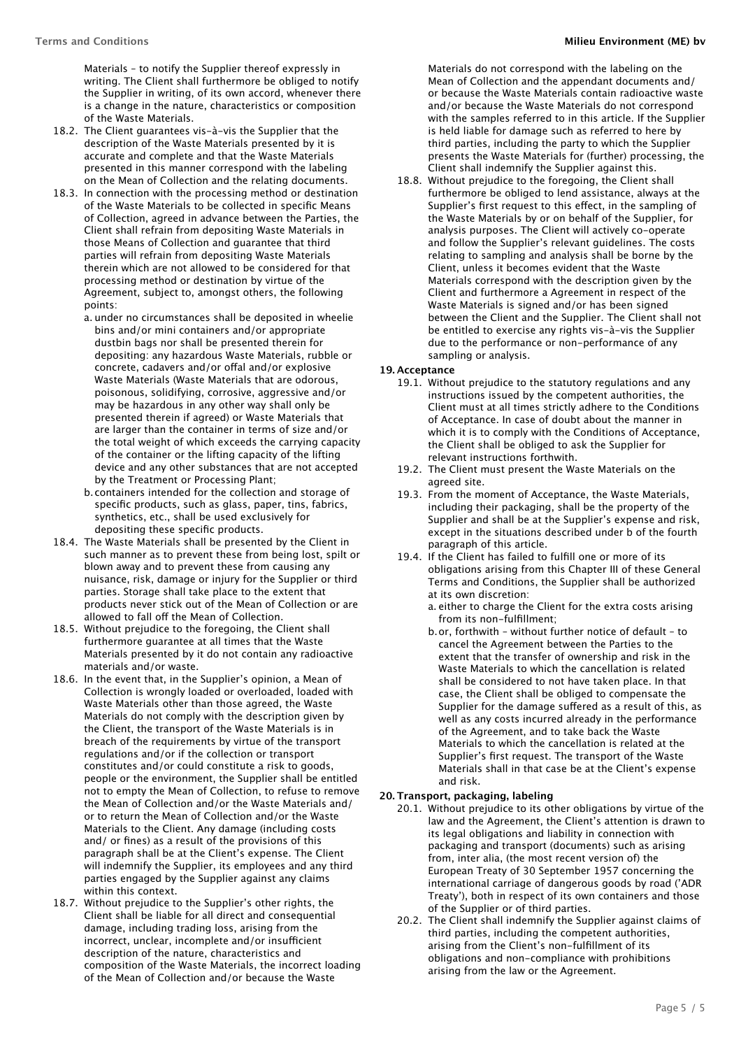Materials – to notify the Supplier thereof expressly in writing. The Client shall furthermore be obliged to notify the Supplier in writing, of its own accord, whenever there is a change in the nature, characteristics or composition of the Waste Materials.

18.2. The Client guarantees vis-à-vis the Supplier that the description of the Waste Materials presented by it is accurate and complete and that the Waste Materials presented in this manner correspond with the labeling on the Mean of Collection and the relating documents.

18.3. In connection with the processing method or destination of the Waste Materials to be collected in specific Means of Collection, agreed in advance between the Parties, the Client shall refrain from depositing Waste Materials in those Means of Collection and guarantee that third parties will refrain from depositing Waste Materials therein which are not allowed to be considered for that processing method or destination by virtue of the Agreement, subject to, amongst others, the following points:

a. under no circumstances shall be deposited in wheelie bins and/or mini containers and/or appropriate dustbin bags nor shall be presented therein for depositing: any hazardous Waste Materials, rubble or concrete, cadavers and/or offal and/or explosive Waste Materials (Waste Materials that are odorous, poisonous, solidifying, corrosive, aggressive and/or may be hazardous in any other way shall only be presented therein if agreed) or Waste Materials that are larger than the container in terms of size and/or the total weight of which exceeds the carrying capacity of the container or the lifting capacity of the lifting device and any other substances that are not accepted by the Treatment or Processing Plant;

b. containers intended for the collection and storage of specific products, such as glass, paper, tins, fabrics, synthetics, etc., shall be used exclusively for depositing these specific products.

18.4. The Waste Materials shall be presented by the Client in such manner as to prevent these from being lost, spilt or blown away and to prevent these from causing any nuisance, risk, damage or injury for the Supplier or third parties. Storage shall take place to the extent that products never stick out of the Mean of Collection or are allowed to fall off the Mean of Collection.

18.5. Without prejudice to the foregoing, the Client shall furthermore guarantee at all times that the Waste Materials presented by it do not contain any radioactive materials and/or waste.

18.6. In the event that, in the Supplier's opinion, a Mean of Collection is wrongly loaded or overloaded, loaded with Waste Materials other than those agreed, the Waste Materials do not comply with the description given by the Client, the transport of the Waste Materials is in breach of the requirements by virtue of the transport regulations and/or if the collection or transport constitutes and/or could constitute a risk to goods, people or the environment, the Supplier shall be entitled not to empty the Mean of Collection, to refuse to remove the Mean of Collection and/or the Waste Materials and/or to return the Mean of Collection and/or the Waste Materials to the Client. Any damage (including costs and/ or fines) as a result of the provisions of this paragraph shall be at the Client's expense. The Client will indemnify the Supplier, its employees and any third parties engaged by the Supplier against any claims within this context.

18.7. Without prejudice to the Supplier's other rights, the Client shall be liable for all direct and consequential damage, including trading loss, arising from the incorrect, unclear, incomplete and/or insufficient description of the nature, characteristics and composition of the Waste Materials, the incorrect loading of the Mean of Collection and/or because the Waste Materials do not correspond with the labeling on the Mean of Collection and the appendant documents and/or because the Waste Materials contain radioactive waste and/or because the Waste Materials do not correspond with the samples referred to in this article. If the Supplier is held liable for damage such as referred to here by third parties, including the party to which the Supplier presents the Waste Materials for (further) processing, the Client shall indemnify the Supplier against this.

18.8. Without prejudice to the foregoing, the Client shall furthermore be obliged to lend assistance, always at the Supplier's first request to this effect, in the sampling of the Waste Materials by or on behalf of the Supplier, for analysis purposes. The Client will actively co-operate and follow the Supplier's relevant guidelines. The costs relating to sampling and analysis shall be borne by the Client, unless it becomes evident that the Waste Materials correspond with the description given by the Client and furthermore a Agreement in respect of the Waste Materials is signed and/or has been signed between the Client and the Supplier. The Client shall not be entitled to exercise any rights vis-à-vis the Supplier due to the performance or non-performance of any sampling or analysis.

## 19. Acceptance

19.1. Without prejudice to the statutory regulations and any instructions issued by the competent authorities, the Client must at all times strictly adhere to the Conditions of Acceptance. In case of doubt about the manner in which it is to comply with the Conditions of Acceptance, the Client shall be obliged to ask the Supplier for relevant instructions forthwith.

19.2. The Client must present the Waste Materials on the agreed site.

19.3. From the moment of Acceptance, the Waste Materials, including their packaging, shall be the property of the Supplier and shall be at the Supplier's expense and risk, except in the situations described under b of the fourth paragraph of this article.

19.4. If the Client has failed to fulfill one or more of its obligations arising from this Chapter III of these General Terms and Conditions, the Supplier shall be authorized at its own discretion:

a. either to charge the Client for the extra costs arising from its non-fulfillment;

b. or, forthwith – without further notice of default – to cancel the Agreement between the Parties to the extent that the transfer of ownership and risk in the Waste Materials to which the cancellation is related shall be considered to not have taken place. In that case, the Client shall be obliged to compensate the Supplier for the damage suffered as a result of this, as well as any costs incurred already in the performance of the Agreement, and to take back the Waste Materials to which the cancellation is related at the Supplier's first request. The transport of the Waste Materials shall in that case be at the Client's expense and risk.

## 20. Transport, packaging, labeling

20.1. Without prejudice to its other obligations by virtue of the law and the Agreement, the Client's attention is drawn to its legal obligations and liability in connection with packaging and transport (documents) such as arising from, inter alia, (the most recent version of) the European Treaty of 30 September 1957 concerning the international carriage of dangerous goods by road ('ADR Treaty'), both in respect of its own containers and those of the Supplier or of third parties.

20.2. The Client shall indemnify the Supplier against claims of third parties, including the competent authorities, arising from the Client's non-fulfillment of its obligations and non-compliance with prohibitions arising from the law or the Agreement.